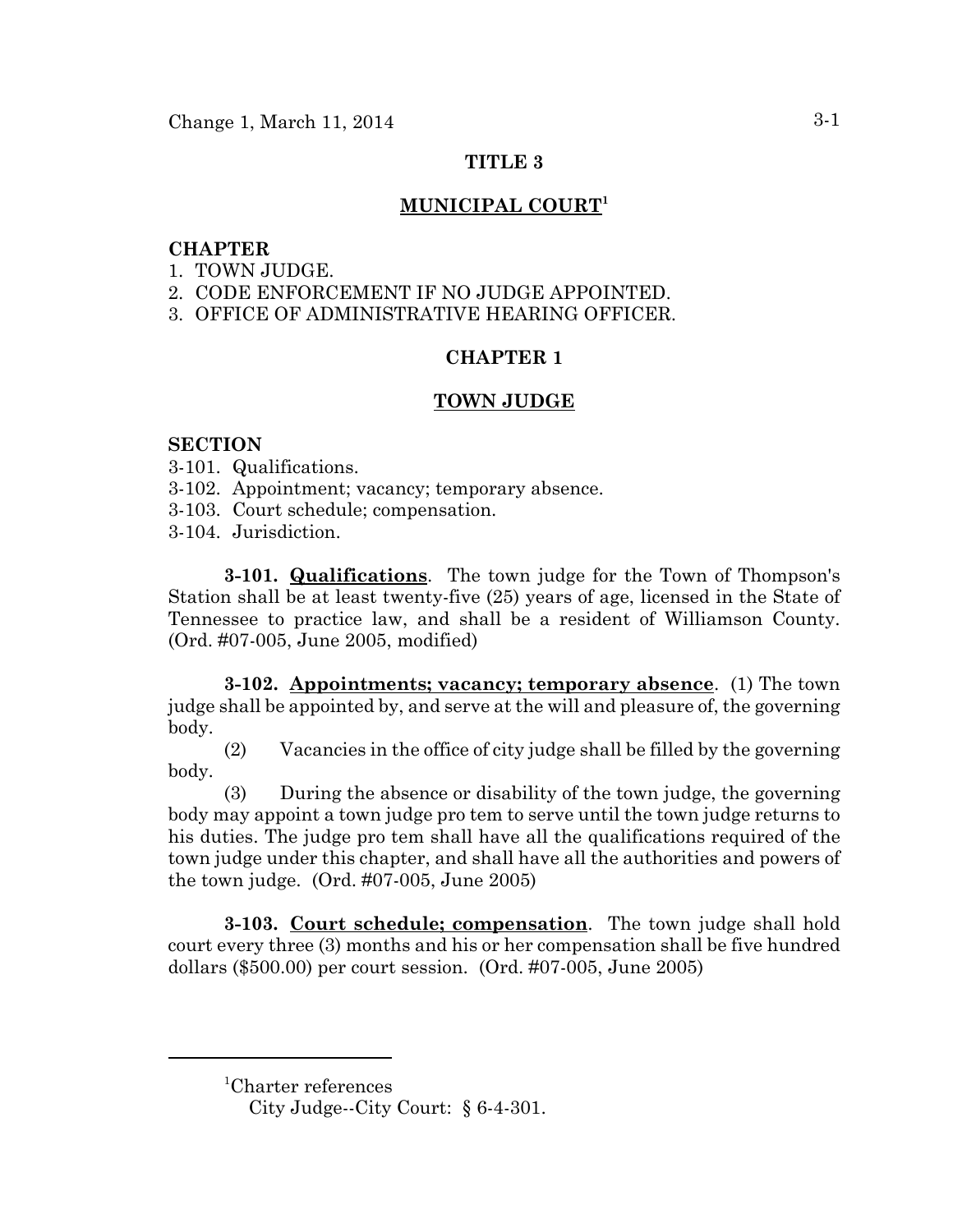# TITLE 3

## MUNICIPAL COURT[1]

**CHAPTER**

1. TOWN JUDGE.
2. CODE ENFORCEMENT IF NO JUDGE APPOINTED.
3. OFFICE OF ADMINISTRATIVE HEARING OFFICER.

## CHAPTER 1

## TOWN JUDGE

**SECTION**

3-101. Qualifications.
3-102. Appointment; vacancy; temporary absence.
3-103. Court schedule; compensation.
3-104. Jurisdiction.

**3-101. Qualifications**. The town judge for the Town of Thompson's Station shall be at least twenty-five (25) years of age, licensed in the State of Tennessee to practice law, and shall be a resident of Williamson County. (Ord. #07-005, June 2005, modified)

**3-102. Appointments; vacancy; temporary absence**. (1) The town judge shall be appointed by, and serve at the will and pleasure of, the governing body.

(2) Vacancies in the office of city judge shall be filled by the governing body.

(3) During the absence or disability of the town judge, the governing body may appoint a town judge pro tem to serve until the town judge returns to his duties. The judge pro tem shall have all the qualifications required of the town judge under this chapter, and shall have all the authorities and powers of the town judge. (Ord. #07-005, June 2005)

**3-103. Court schedule; compensation**. The town judge shall hold court every three (3) months and his or her compensation shall be five hundred dollars ($500.00) per court session. (Ord. #07-005, June 2005)

---

[1]Charter references
City Judge--City Court: § 6-4-301.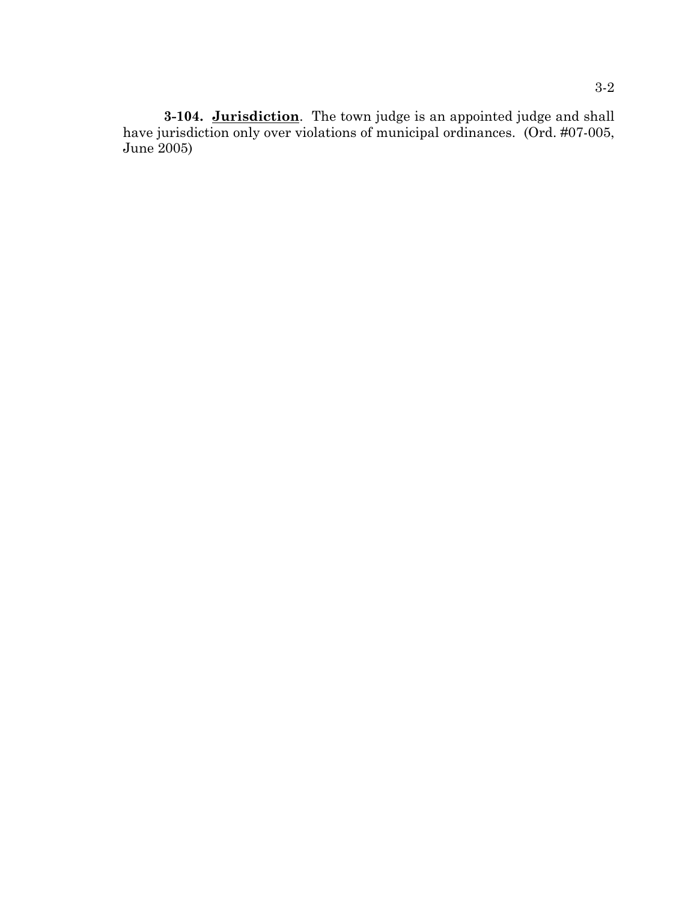**3-104. <u>Jurisdiction</u>**. The town judge is an appointed judge and shall have jurisdiction only over violations of municipal ordinances. (Ord. #07-005, June 2005)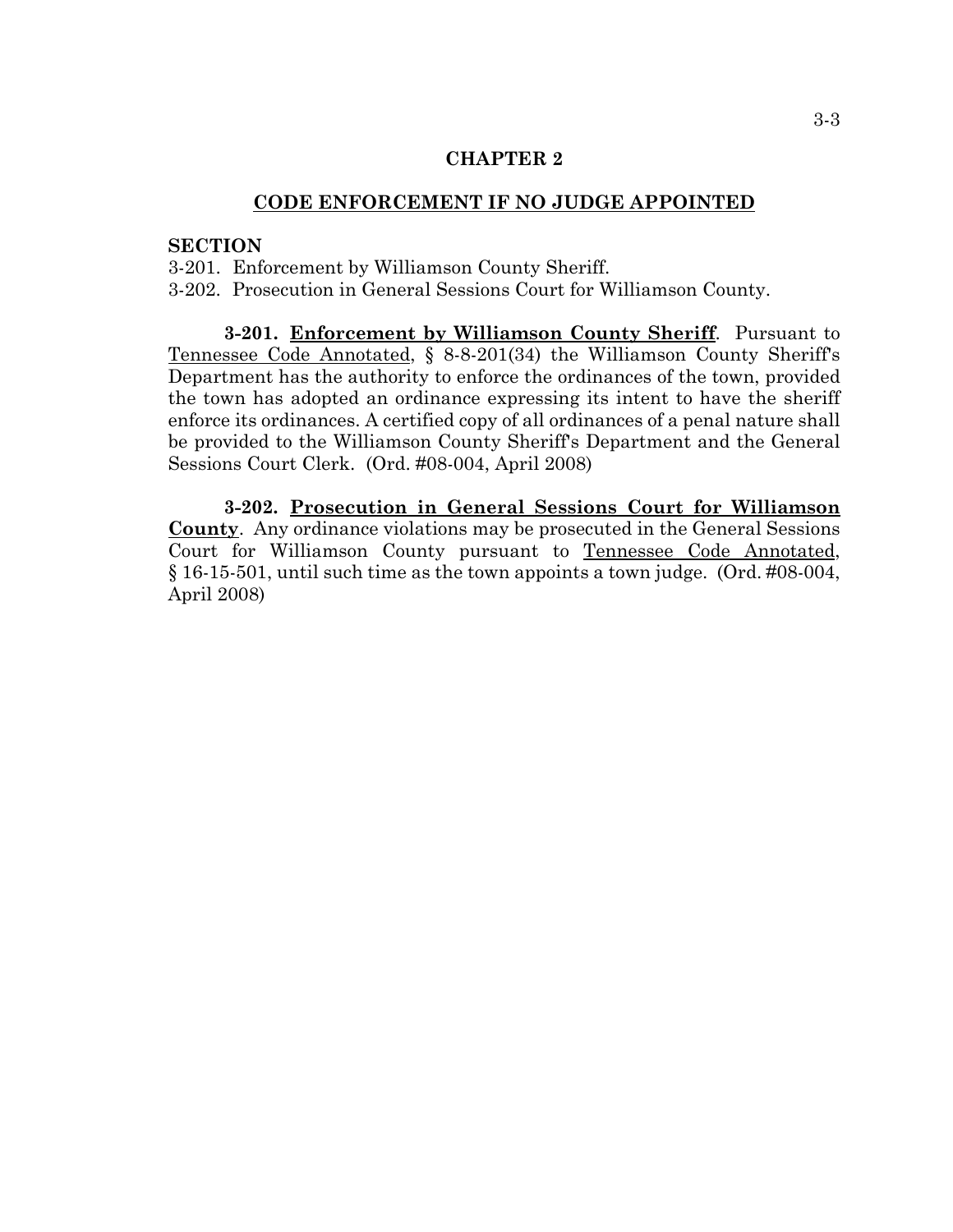# CHAPTER 2

## CODE ENFORCEMENT IF NO JUDGE APPOINTED

**SECTION**

3-201. Enforcement by Williamson County Sheriff.
3-202. Prosecution in General Sessions Court for Williamson County.

**3-201. Enforcement by Williamson County Sheriff.** Pursuant to Tennessee Code Annotated, § 8-8-201(34) the Williamson County Sheriff's Department has the authority to enforce the ordinances of the town, provided the town has adopted an ordinance expressing its intent to have the sheriff enforce its ordinances. A certified copy of all ordinances of a penal nature shall be provided to the Williamson County Sheriff's Department and the General Sessions Court Clerk. (Ord. #08-004, April 2008)

**3-202. Prosecution in General Sessions Court for Williamson County.** Any ordinance violations may be prosecuted in the General Sessions Court for Williamson County pursuant to Tennessee Code Annotated, § 16-15-501, until such time as the town appoints a town judge. (Ord. #08-004, April 2008)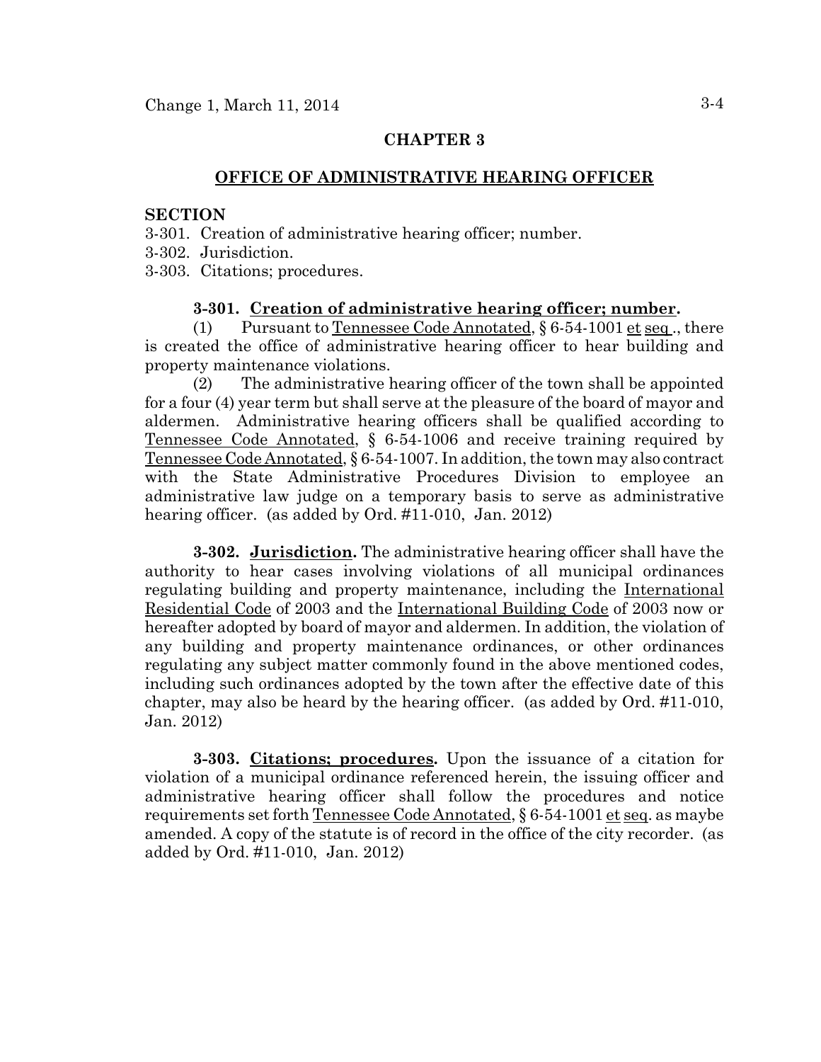## CHAPTER 3

### OFFICE OF ADMINISTRATIVE HEARING OFFICER

**SECTION**

3-301. Creation of administrative hearing officer; number.
3-302. Jurisdiction.
3-303. Citations; procedures.

**3-301. Creation of administrative hearing officer; number.**

(1) Pursuant to Tennessee Code Annotated, § 6-54-1001 et seq ., there is created the office of administrative hearing officer to hear building and property maintenance violations.

(2) The administrative hearing officer of the town shall be appointed for a four (4) year term but shall serve at the pleasure of the board of mayor and aldermen. Administrative hearing officers shall be qualified according to Tennessee Code Annotated, § 6-54-1006 and receive training required by Tennessee Code Annotated, § 6-54-1007. In addition, the town may also contract with the State Administrative Procedures Division to employee an administrative law judge on a temporary basis to serve as administrative hearing officer. (as added by Ord. #11-010, Jan. 2012)

**3-302. Jurisdiction.** The administrative hearing officer shall have the authority to hear cases involving violations of all municipal ordinances regulating building and property maintenance, including the International Residential Code of 2003 and the International Building Code of 2003 now or hereafter adopted by board of mayor and aldermen. In addition, the violation of any building and property maintenance ordinances, or other ordinances regulating any subject matter commonly found in the above mentioned codes, including such ordinances adopted by the town after the effective date of this chapter, may also be heard by the hearing officer. (as added by Ord. #11-010, Jan. 2012)

**3-303. Citations; procedures.** Upon the issuance of a citation for violation of a municipal ordinance referenced herein, the issuing officer and administrative hearing officer shall follow the procedures and notice requirements set forth Tennessee Code Annotated, § 6-54-1001 et seq. as maybe amended. A copy of the statute is of record in the office of the city recorder. (as added by Ord. #11-010, Jan. 2012)